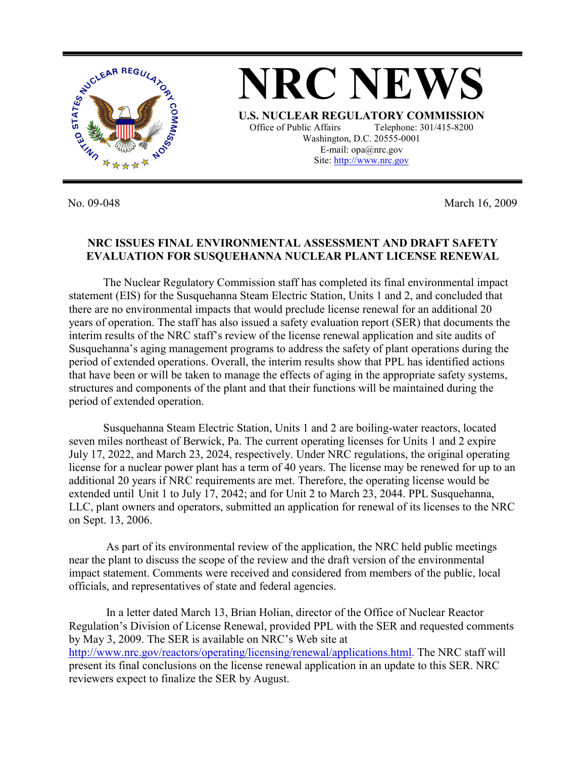# NRC NEWS

**U.S. NUCLEAR REGULATORY COMMISSION**

Office of Public Affairs Telephone: 301/415-8200
Washington, D.C. 20555-0001
E-mail: opa@nrc.gov
Site: http://www.nrc.gov

No. 09-048 March 16, 2009

## NRC ISSUES FINAL ENVIRONMENTAL ASSESSMENT AND DRAFT SAFETY EVALUATION FOR SUSQUEHANNA NUCLEAR PLANT LICENSE RENEWAL

The Nuclear Regulatory Commission staff has completed its final environmental impact statement (EIS) for the Susquehanna Steam Electric Station, Units 1 and 2, and concluded that there are no environmental impacts that would preclude license renewal for an additional 20 years of operation. The staff has also issued a safety evaluation report (SER) that documents the interim results of the NRC staff's review of the license renewal application and site audits of Susquehanna's aging management programs to address the safety of plant operations during the period of extended operations. Overall, the interim results show that PPL has identified actions that have been or will be taken to manage the effects of aging in the appropriate safety systems, structures and components of the plant and that their functions will be maintained during the period of extended operation.

Susquehanna Steam Electric Station, Units 1 and 2 are boiling-water reactors, located seven miles northeast of Berwick, Pa. The current operating licenses for Units 1 and 2 expire July 17, 2022, and March 23, 2024, respectively. Under NRC regulations, the original operating license for a nuclear power plant has a term of 40 years. The license may be renewed for up to an additional 20 years if NRC requirements are met. Therefore, the operating license would be extended until Unit 1 to July 17, 2042; and for Unit 2 to March 23, 2044. PPL Susquehanna, LLC, plant owners and operators, submitted an application for renewal of its licenses to the NRC on Sept. 13, 2006.

As part of its environmental review of the application, the NRC held public meetings near the plant to discuss the scope of the review and the draft version of the environmental impact statement. Comments were received and considered from members of the public, local officials, and representatives of state and federal agencies.

In a letter dated March 13, Brian Holian, director of the Office of Nuclear Reactor Regulation's Division of License Renewal, provided PPL with the SER and requested comments by May 3, 2009. The SER is available on NRC's Web site at http://www.nrc.gov/reactors/operating/licensing/renewal/applications.html. The NRC staff will present its final conclusions on the license renewal application in an update to this SER. NRC reviewers expect to finalize the SER by August.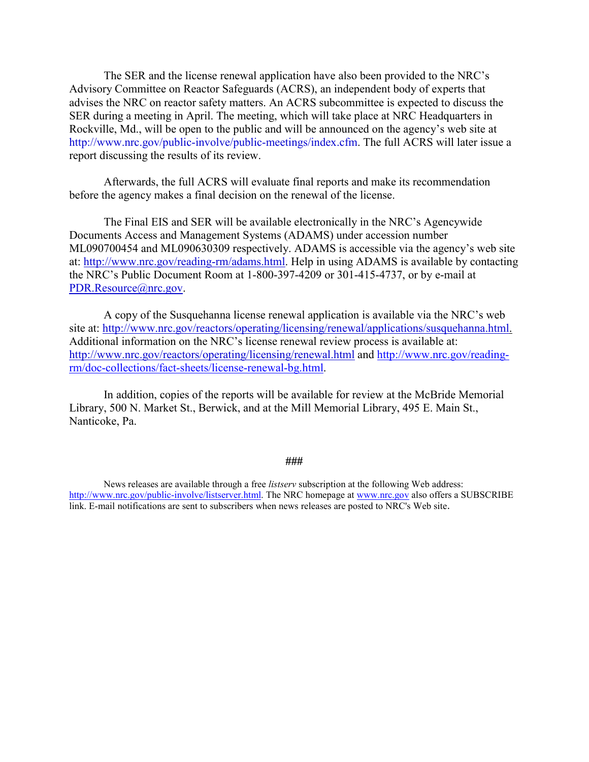The SER and the license renewal application have also been provided to the NRC's Advisory Committee on Reactor Safeguards (ACRS), an independent body of experts that advises the NRC on reactor safety matters. An ACRS subcommittee is expected to discuss the SER during a meeting in April. The meeting, which will take place at NRC Headquarters in Rockville, Md., will be open to the public and will be announced on the agency's web site at http://www.nrc.gov/public-involve/public-meetings/index.cfm. The full ACRS will later issue a report discussing the results of its review.

Afterwards, the full ACRS will evaluate final reports and make its recommendation before the agency makes a final decision on the renewal of the license.

The Final EIS and SER will be available electronically in the NRC's Agencywide Documents Access and Management Systems (ADAMS) under accession number ML090700454 and ML090630309 respectively. ADAMS is accessible via the agency's web site at: http://www.nrc.gov/reading-rm/adams.html. Help in using ADAMS is available by contacting the NRC's Public Document Room at 1-800-397-4209 or 301-415-4737, or by e-mail at PDR.Resource@nrc.gov.

A copy of the Susquehanna license renewal application is available via the NRC's web site at: http://www.nrc.gov/reactors/operating/licensing/renewal/applications/susquehanna.html. Additional information on the NRC's license renewal review process is available at: http://www.nrc.gov/reactors/operating/licensing/renewal.html and http://www.nrc.gov/reading-rm/doc-collections/fact-sheets/license-renewal-bg.html.

In addition, copies of the reports will be available for review at the McBride Memorial Library, 500 N. Market St., Berwick, and at the Mill Memorial Library, 495 E. Main St., Nanticoke, Pa.

###

News releases are available through a free *listserv* subscription at the following Web address: http://www.nrc.gov/public-involve/listserver.html. The NRC homepage at www.nrc.gov also offers a SUBSCRIBE link. E-mail notifications are sent to subscribers when news releases are posted to NRC's Web site.